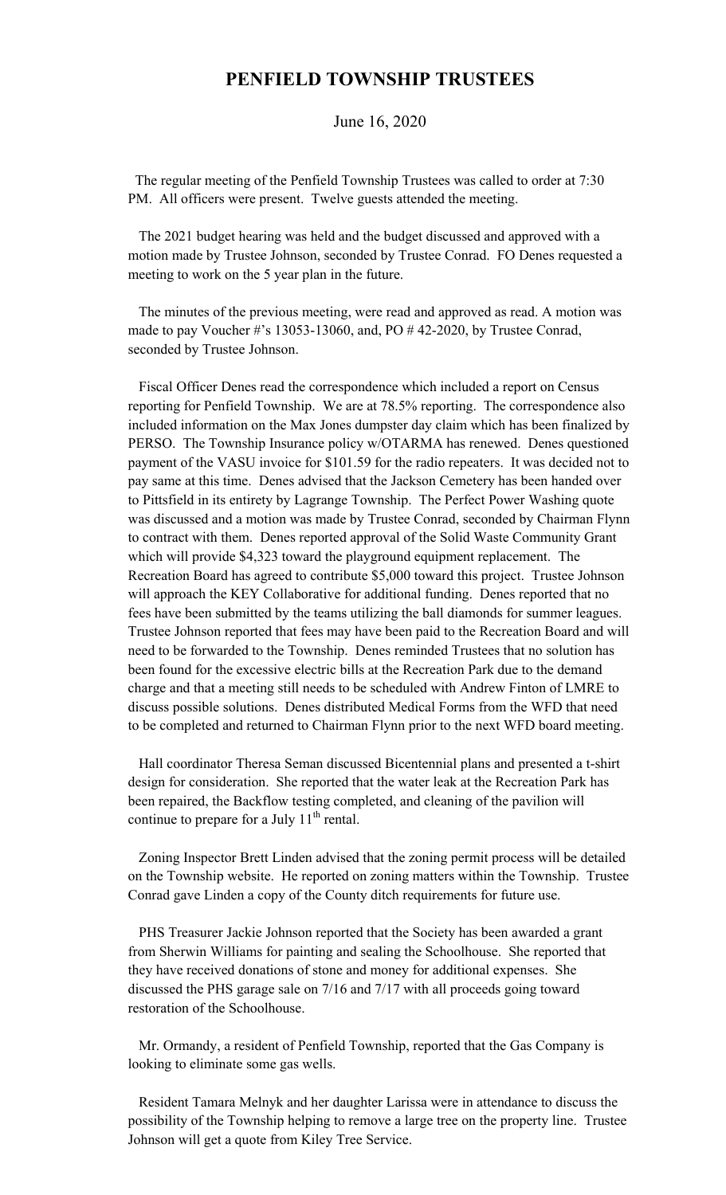# PENFIELD TOWNSHIP TRUSTEES

June 16, 2020

The regular meeting of the Penfield Township Trustees was called to order at 7:30 PM. All officers were present. Twelve guests attended the meeting.

The 2021 budget hearing was held and the budget discussed and approved with a motion made by Trustee Johnson, seconded by Trustee Conrad. FO Denes requested a meeting to work on the 5 year plan in the future.

The minutes of the previous meeting, were read and approved as read. A motion was made to pay Voucher #'s 13053-13060, and, PO # 42-2020, by Trustee Conrad, seconded by Trustee Johnson.

Fiscal Officer Denes read the correspondence which included a report on Census reporting for Penfield Township. We are at 78.5% reporting. The correspondence also included information on the Max Jones dumpster day claim which has been finalized by PERSO. The Township Insurance policy w/OTARMA has renewed. Denes questioned payment of the VASU invoice for $101.59 for the radio repeaters. It was decided not to pay same at this time. Denes advised that the Jackson Cemetery has been handed over to Pittsfield in its entirety by Lagrange Township. The Perfect Power Washing quote was discussed and a motion was made by Trustee Conrad, seconded by Chairman Flynn to contract with them. Denes reported approval of the Solid Waste Community Grant which will provide $4,323 toward the playground equipment replacement. The Recreation Board has agreed to contribute $5,000 toward this project. Trustee Johnson will approach the KEY Collaborative for additional funding. Denes reported that no fees have been submitted by the teams utilizing the ball diamonds for summer leagues. Trustee Johnson reported that fees may have been paid to the Recreation Board and will need to be forwarded to the Township. Denes reminded Trustees that no solution has been found for the excessive electric bills at the Recreation Park due to the demand charge and that a meeting still needs to be scheduled with Andrew Finton of LMRE to discuss possible solutions. Denes distributed Medical Forms from the WFD that need to be completed and returned to Chairman Flynn prior to the next WFD board meeting.

Hall coordinator Theresa Seman discussed Bicentennial plans and presented a t-shirt design for consideration. She reported that the water leak at the Recreation Park has been repaired, the Backflow testing completed, and cleaning of the pavilion will continue to prepare for a July 11th rental.

Zoning Inspector Brett Linden advised that the zoning permit process will be detailed on the Township website. He reported on zoning matters within the Township. Trustee Conrad gave Linden a copy of the County ditch requirements for future use.

PHS Treasurer Jackie Johnson reported that the Society has been awarded a grant from Sherwin Williams for painting and sealing the Schoolhouse. She reported that they have received donations of stone and money for additional expenses. She discussed the PHS garage sale on 7/16 and 7/17 with all proceeds going toward restoration of the Schoolhouse.

Mr. Ormandy, a resident of Penfield Township, reported that the Gas Company is looking to eliminate some gas wells.

Resident Tamara Melnyk and her daughter Larissa were in attendance to discuss the possibility of the Township helping to remove a large tree on the property line. Trustee Johnson will get a quote from Kiley Tree Service.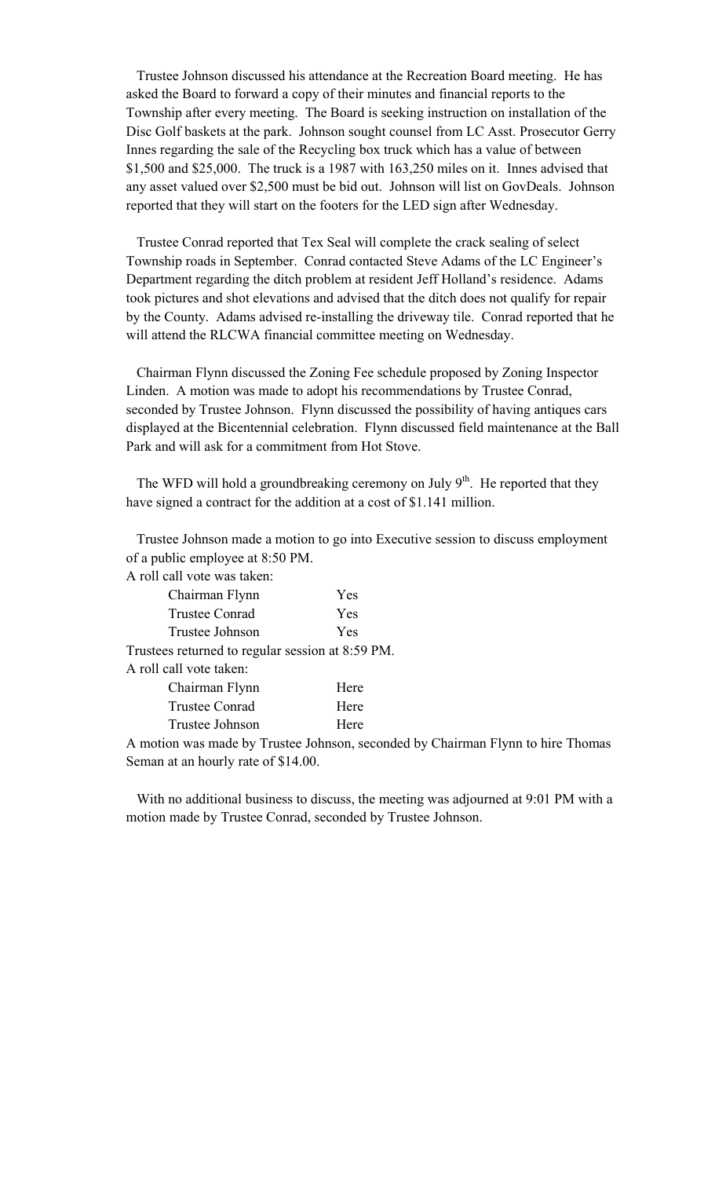Trustee Johnson discussed his attendance at the Recreation Board meeting. He has asked the Board to forward a copy of their minutes and financial reports to the Township after every meeting. The Board is seeking instruction on installation of the Disc Golf baskets at the park. Johnson sought counsel from LC Asst. Prosecutor Gerry Innes regarding the sale of the Recycling box truck which has a value of between \$1,500 and \$25,000. The truck is a 1987 with 163,250 miles on it. Innes advised that any asset valued over \$2,500 must be bid out. Johnson will list on GovDeals. Johnson reported that they will start on the footers for the LED sign after Wednesday.

Trustee Conrad reported that Tex Seal will complete the crack sealing of select Township roads in September. Conrad contacted Steve Adams of the LC Engineer's Department regarding the ditch problem at resident Jeff Holland's residence. Adams took pictures and shot elevations and advised that the ditch does not qualify for repair by the County. Adams advised re-installing the driveway tile. Conrad reported that he will attend the RLCWA financial committee meeting on Wednesday.

Chairman Flynn discussed the Zoning Fee schedule proposed by Zoning Inspector Linden. A motion was made to adopt his recommendations by Trustee Conrad, seconded by Trustee Johnson. Flynn discussed the possibility of having antiques cars displayed at the Bicentennial celebration. Flynn discussed field maintenance at the Ball Park and will ask for a commitment from Hot Stove.

The WFD will hold a groundbreaking ceremony on July 9th. He reported that they have signed a contract for the addition at a cost of \$1.141 million.

Trustee Johnson made a motion to go into Executive session to discuss employment of a public employee at 8:50 PM.

A roll call vote was taken:

| | |
|---|---|
| Chairman Flynn | Yes |
| Trustee Conrad | Yes |
| Trustee Johnson | Yes |

Trustees returned to regular session at 8:59 PM.

A roll call vote taken:

| | |
|---|---|
| Chairman Flynn | Here |
| Trustee Conrad | Here |
| Trustee Johnson | Here |

A motion was made by Trustee Johnson, seconded by Chairman Flynn to hire Thomas Seman at an hourly rate of \$14.00.

With no additional business to discuss, the meeting was adjourned at 9:01 PM with a motion made by Trustee Conrad, seconded by Trustee Johnson.